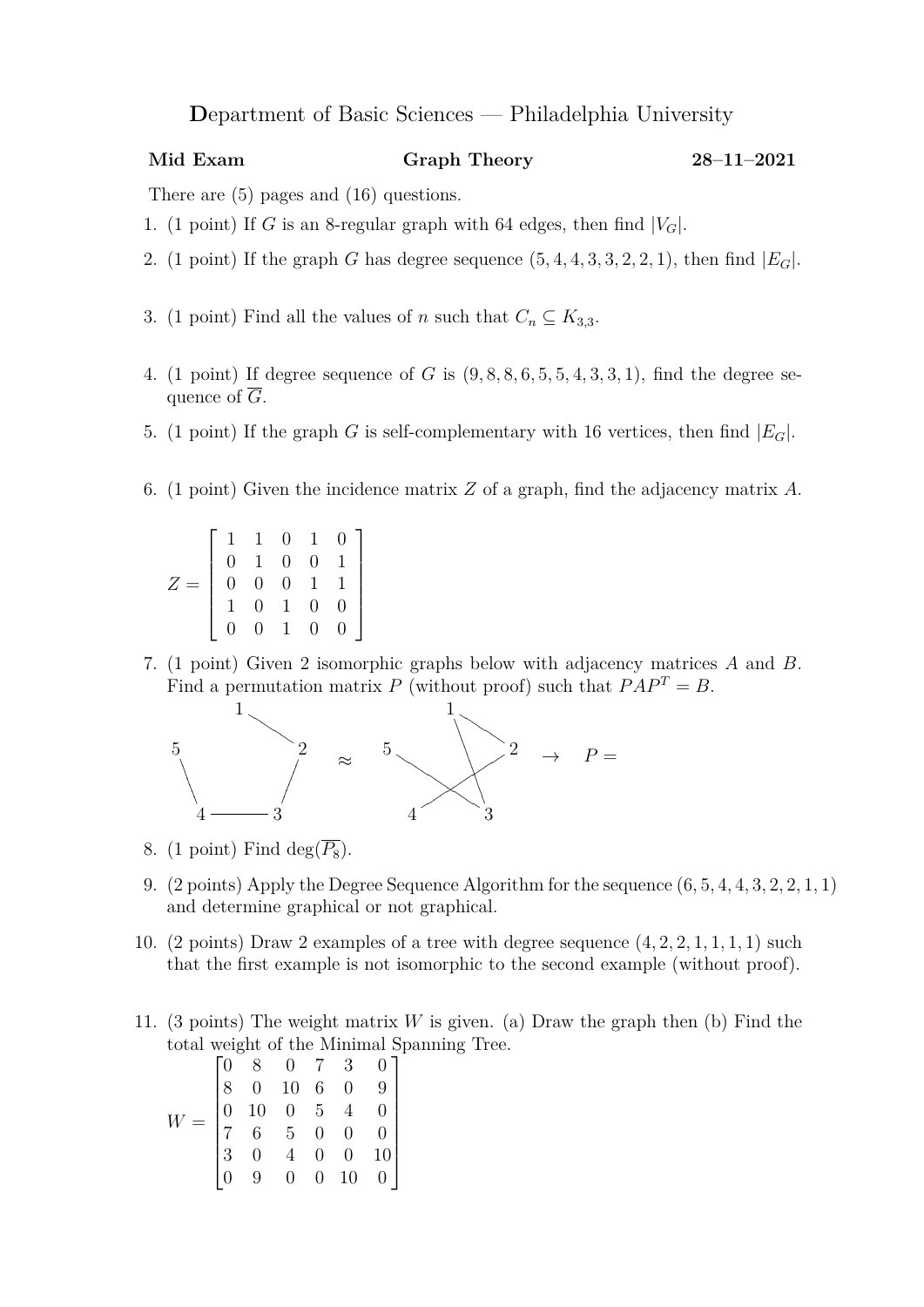**D**epartment of Basic Sciences — Philadelphia University

**Mid Exam** **Graph Theory** **28–11–2021**

There are (5) pages and (16) questions.

1. (1 point) If $G$ is an 8-regular graph with 64 edges, then find $|V_G|$.

2. (1 point) If the graph $G$ has degree sequence $(5, 4, 4, 3, 3, 2, 2, 1)$, then find $|E_G|$.

3. (1 point) Find all the values of $n$ such that $C_n \subseteq K_{3,3}$.

4. (1 point) If degree sequence of $G$ is $(9, 8, 8, 6, 5, 5, 4, 3, 3, 1)$, find the degree sequence of $\overline{G}$.

5. (1 point) If the graph $G$ is self-complementary with 16 vertices, then find $|E_G|$.

6. (1 point) Given the incidence matrix $Z$ of a graph, find the adjacency matrix $A$.

$$Z = \begin{bmatrix} 1 & 1 & 0 & 1 & 0 \\ 0 & 1 & 0 & 0 & 1 \\ 0 & 0 & 0 & 1 & 1 \\ 1 & 0 & 1 & 0 & 0 \\ 0 & 0 & 1 & 0 & 0 \end{bmatrix}$$

7. (1 point) Given 2 isomorphic graphs below with adjacency matrices $A$ and $B$. Find a permutation matrix $P$ (without proof) such that $PAP^T = B$.

   1 — 2, 2 — 3, 3 — 4, 4 — 5 $\approx$ 1 — 2, 1 — 3, 2 — 4, 5 — 3 $\rightarrow$ $P =$

8. (1 point) Find $\deg(\overline{P_8})$.

9. (2 points) Apply the Degree Sequence Algorithm for the sequence $(6, 5, 4, 4, 3, 2, 2, 1, 1)$ and determine graphical or not graphical.

10. (2 points) Draw 2 examples of a tree with degree sequence $(4, 2, 2, 1, 1, 1, 1)$ such that the first example is not isomorphic to the second example (without proof).

11. (3 points) The weight matrix $W$ is given. (a) Draw the graph then (b) Find the total weight of the Minimal Spanning Tree.

$$W = \begin{bmatrix} 0 & 8 & 0 & 7 & 3 & 0 \\ 8 & 0 & 10 & 6 & 0 & 9 \\ 0 & 10 & 0 & 5 & 4 & 0 \\ 7 & 6 & 5 & 0 & 0 & 0 \\ 3 & 0 & 4 & 0 & 0 & 10 \\ 0 & 9 & 0 & 0 & 10 & 0 \end{bmatrix}$$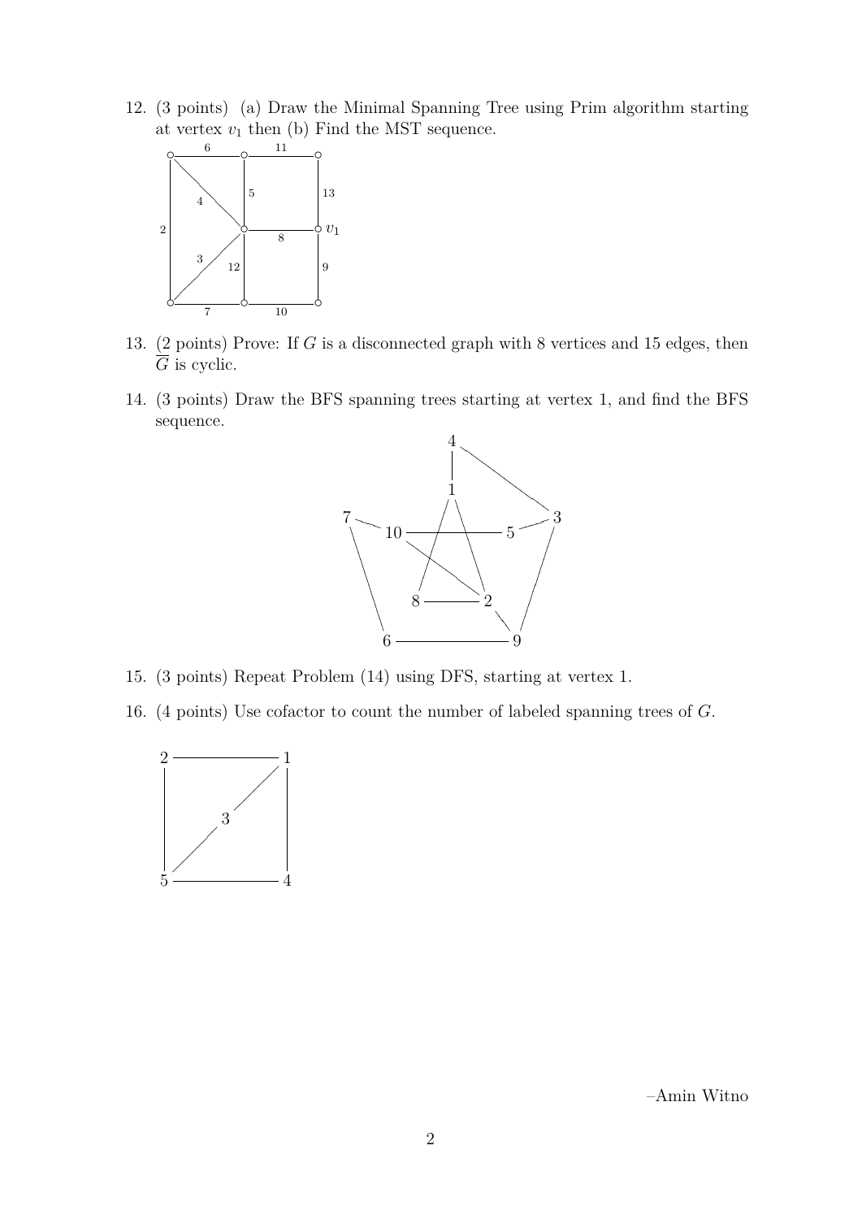12. (3 points) (a) Draw the Minimal Spanning Tree using Prim algorithm starting at vertex $v_1$ then (b) Find the MST sequence.

6
11
4
5
13
2
$v_1$
8
3
12
9
7
10

13. (2 points) Prove: If $G$ is a disconnected graph with 8 vertices and 15 edges, then $\overline{G}$ is cyclic.

14. (3 points) Draw the BFS spanning trees starting at vertex 1, and find the BFS sequence.

4
1
7
10
5
3
8
2
6
9

15. (3 points) Repeat Problem (14) using DFS, starting at vertex 1.

16. (4 points) Use cofactor to count the number of labeled spanning trees of $G$.

2
1
3
5
4

–Amin Witno